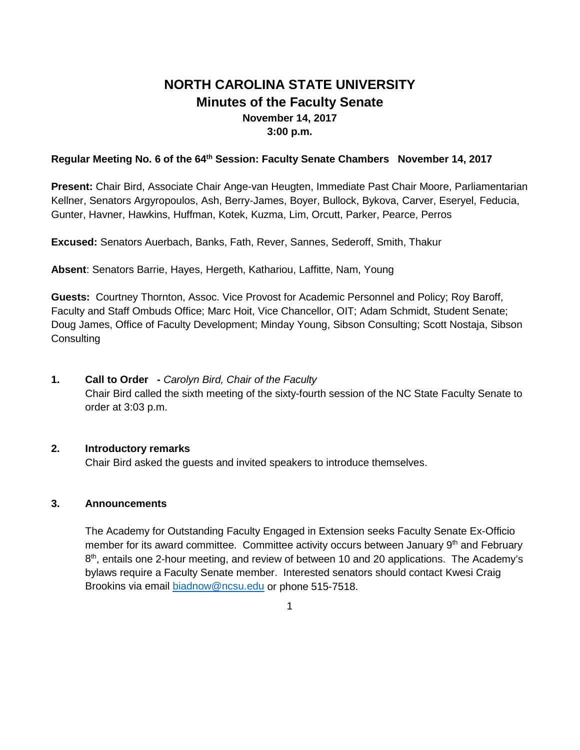# NORTH CAROLINA STATE UNIVERSITY
## Minutes of the Faculty Senate
### November 14, 2017
### 3:00 p.m.

**Regular Meeting No. 6 of the 64th Session: Faculty Senate Chambers   November 14, 2017**

**Present:** Chair Bird, Associate Chair Ange-van Heugten, Immediate Past Chair Moore, Parliamentarian Kellner, Senators Argyropoulos, Ash, Berry-James, Boyer, Bullock, Bykova, Carver, Eseryel, Feducia, Gunter, Havner, Hawkins, Huffman, Kotek, Kuzma, Lim, Orcutt, Parker, Pearce, Perros

**Excused:** Senators Auerbach, Banks, Fath, Rever, Sannes, Sederoff, Smith, Thakur

**Absent**: Senators Barrie, Hayes, Hergeth, Kathariou, Laffitte, Nam, Young

**Guests:** Courtney Thornton, Assoc. Vice Provost for Academic Personnel and Policy; Roy Baroff, Faculty and Staff Ombuds Office; Marc Hoit, Vice Chancellor, OIT; Adam Schmidt, Student Senate; Doug James, Office of Faculty Development; Minday Young, Sibson Consulting; Scott Nostaja, Sibson Consulting

**1. Call to Order - *Carolyn Bird, Chair of the Faculty***

Chair Bird called the sixth meeting of the sixty-fourth session of the NC State Faculty Senate to order at 3:03 p.m.

**2. Introductory remarks**

Chair Bird asked the guests and invited speakers to introduce themselves.

**3. Announcements**

The Academy for Outstanding Faculty Engaged in Extension seeks Faculty Senate Ex-Officio member for its award committee. Committee activity occurs between January 9th and February 8th, entails one 2-hour meeting, and review of between 10 and 20 applications. The Academy's bylaws require a Faculty Senate member. Interested senators should contact Kwesi Craig Brookins via email biadnow@ncsu.edu or phone 515-7518.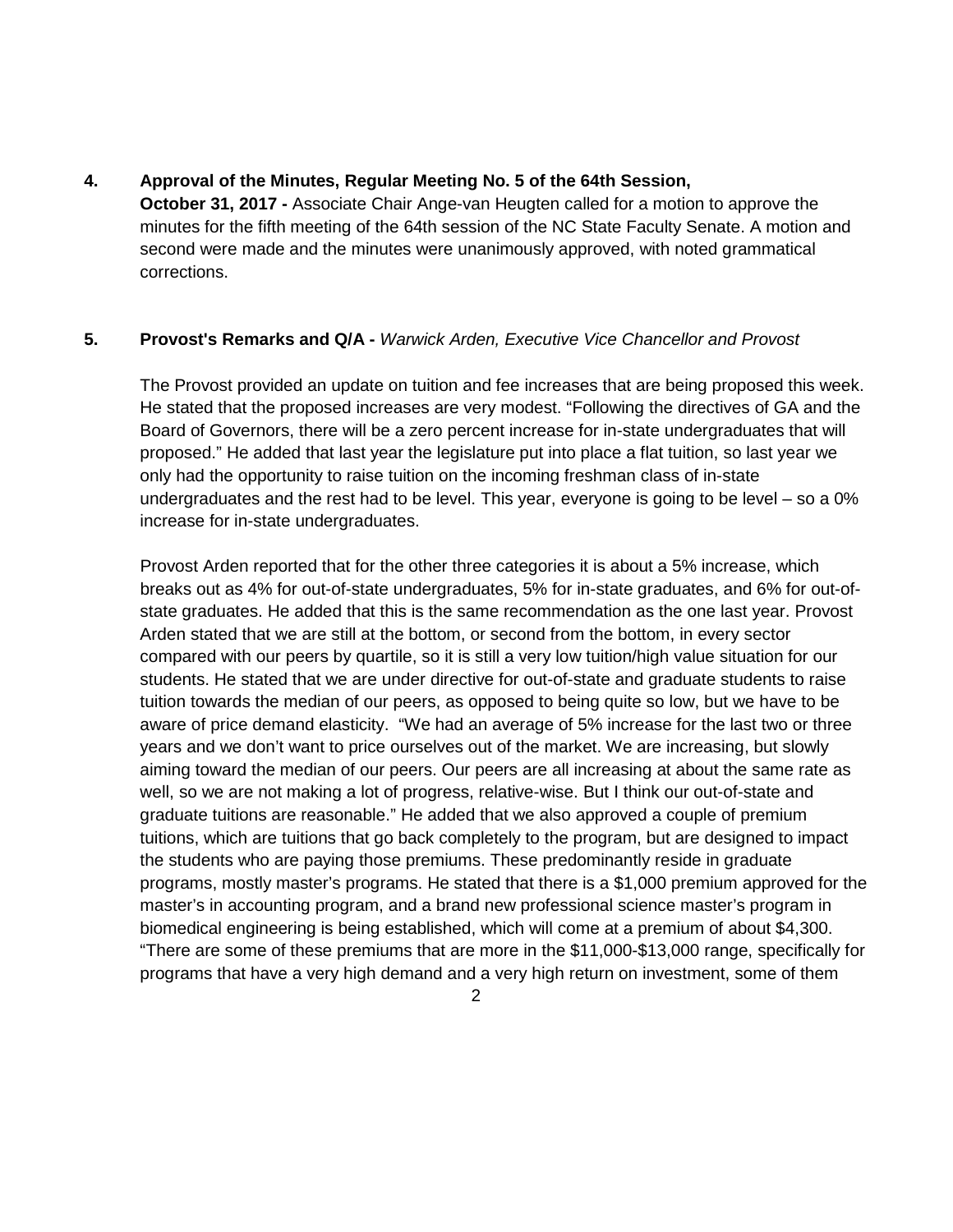**4. Approval of the Minutes, Regular Meeting No. 5 of the 64th Session, October 31, 2017 -** Associate Chair Ange-van Heugten called for a motion to approve the minutes for the fifth meeting of the 64th session of the NC State Faculty Senate. A motion and second were made and the minutes were unanimously approved, with noted grammatical corrections.

**5. Provost's Remarks and Q/A -** *Warwick Arden, Executive Vice Chancellor and Provost*

The Provost provided an update on tuition and fee increases that are being proposed this week. He stated that the proposed increases are very modest. "Following the directives of GA and the Board of Governors, there will be a zero percent increase for in-state undergraduates that will proposed." He added that last year the legislature put into place a flat tuition, so last year we only had the opportunity to raise tuition on the incoming freshman class of in-state undergraduates and the rest had to be level. This year, everyone is going to be level – so a 0% increase for in-state undergraduates.

Provost Arden reported that for the other three categories it is about a 5% increase, which breaks out as 4% for out-of-state undergraduates, 5% for in-state graduates, and 6% for out-of-state graduates. He added that this is the same recommendation as the one last year. Provost Arden stated that we are still at the bottom, or second from the bottom, in every sector compared with our peers by quartile, so it is still a very low tuition/high value situation for our students. He stated that we are under directive for out-of-state and graduate students to raise tuition towards the median of our peers, as opposed to being quite so low, but we have to be aware of price demand elasticity. "We had an average of 5% increase for the last two or three years and we don't want to price ourselves out of the market. We are increasing, but slowly aiming toward the median of our peers. Our peers are all increasing at about the same rate as well, so we are not making a lot of progress, relative-wise. But I think our out-of-state and graduate tuitions are reasonable." He added that we also approved a couple of premium tuitions, which are tuitions that go back completely to the program, but are designed to impact the students who are paying those premiums. These predominantly reside in graduate programs, mostly master's programs. He stated that there is a $1,000 premium approved for the master's in accounting program, and a brand new professional science master's program in biomedical engineering is being established, which will come at a premium of about $4,300. "There are some of these premiums that are more in the $11,000-$13,000 range, specifically for programs that have a very high demand and a very high return on investment, some of them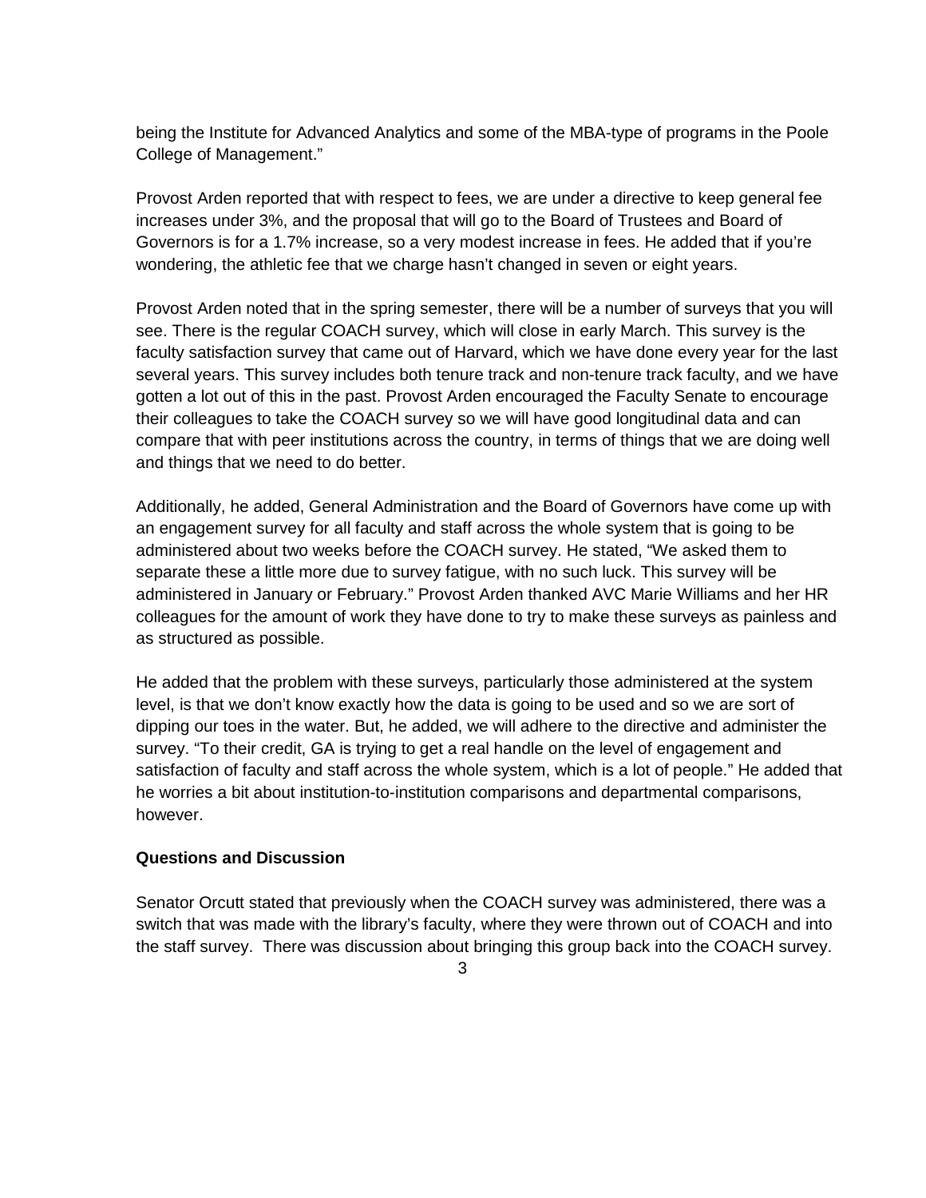being the Institute for Advanced Analytics and some of the MBA-type of programs in the Poole College of Management."

Provost Arden reported that with respect to fees, we are under a directive to keep general fee increases under 3%, and the proposal that will go to the Board of Trustees and Board of Governors is for a 1.7% increase, so a very modest increase in fees. He added that if you're wondering, the athletic fee that we charge hasn't changed in seven or eight years.

Provost Arden noted that in the spring semester, there will be a number of surveys that you will see. There is the regular COACH survey, which will close in early March. This survey is the faculty satisfaction survey that came out of Harvard, which we have done every year for the last several years. This survey includes both tenure track and non-tenure track faculty, and we have gotten a lot out of this in the past. Provost Arden encouraged the Faculty Senate to encourage their colleagues to take the COACH survey so we will have good longitudinal data and can compare that with peer institutions across the country, in terms of things that we are doing well and things that we need to do better.

Additionally, he added, General Administration and the Board of Governors have come up with an engagement survey for all faculty and staff across the whole system that is going to be administered about two weeks before the COACH survey. He stated, "We asked them to separate these a little more due to survey fatigue, with no such luck. This survey will be administered in January or February." Provost Arden thanked AVC Marie Williams and her HR colleagues for the amount of work they have done to try to make these surveys as painless and as structured as possible.

He added that the problem with these surveys, particularly those administered at the system level, is that we don't know exactly how the data is going to be used and so we are sort of dipping our toes in the water. But, he added, we will adhere to the directive and administer the survey. "To their credit, GA is trying to get a real handle on the level of engagement and satisfaction of faculty and staff across the whole system, which is a lot of people." He added that he worries a bit about institution-to-institution comparisons and departmental comparisons, however.

**Questions and Discussion**

Senator Orcutt stated that previously when the COACH survey was administered, there was a switch that was made with the library's faculty, where they were thrown out of COACH and into the staff survey. There was discussion about bringing this group back into the COACH survey.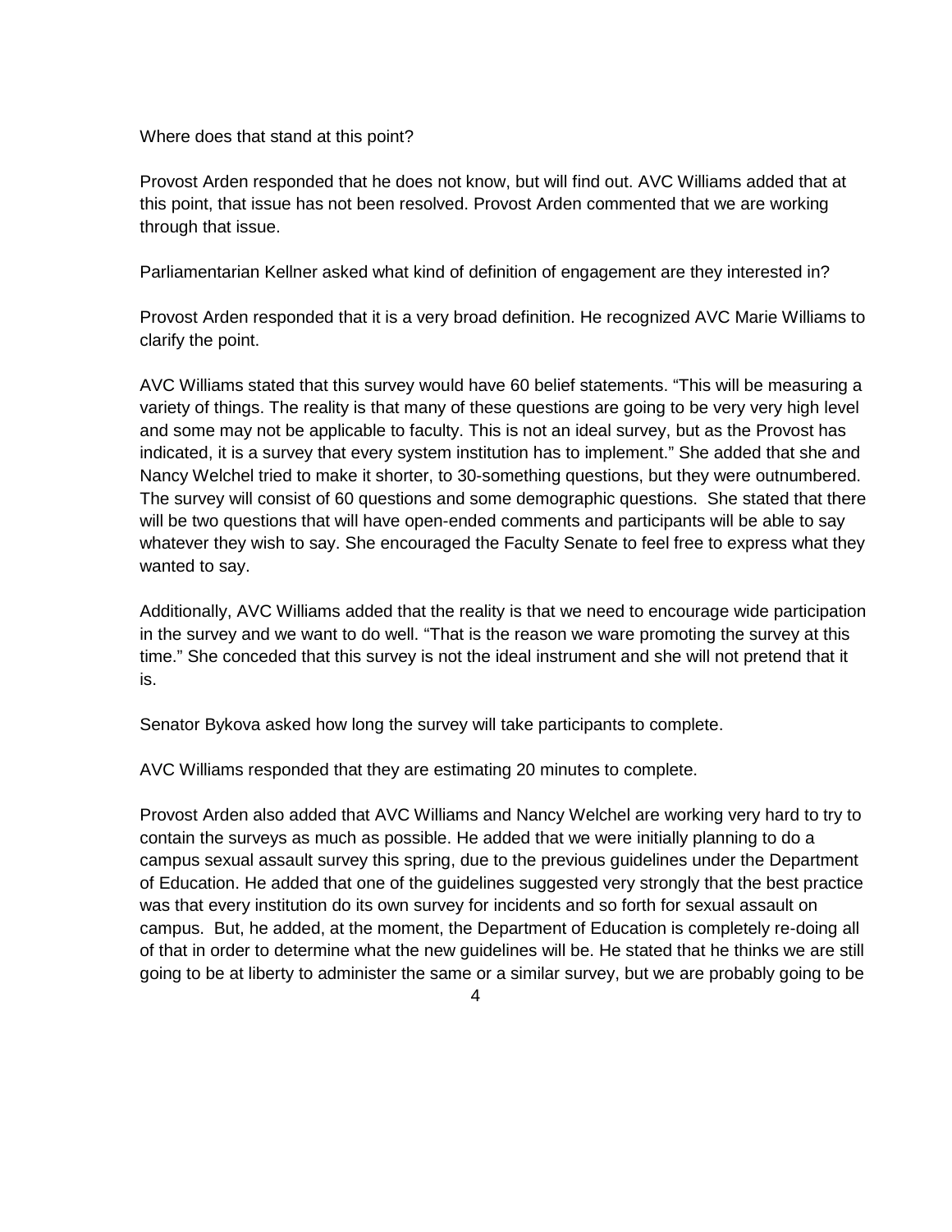Where does that stand at this point?

Provost Arden responded that he does not know, but will find out. AVC Williams added that at this point, that issue has not been resolved. Provost Arden commented that we are working through that issue.

Parliamentarian Kellner asked what kind of definition of engagement are they interested in?

Provost Arden responded that it is a very broad definition. He recognized AVC Marie Williams to clarify the point.

AVC Williams stated that this survey would have 60 belief statements. "This will be measuring a variety of things. The reality is that many of these questions are going to be very very high level and some may not be applicable to faculty. This is not an ideal survey, but as the Provost has indicated, it is a survey that every system institution has to implement." She added that she and Nancy Welchel tried to make it shorter, to 30-something questions, but they were outnumbered. The survey will consist of 60 questions and some demographic questions. She stated that there will be two questions that will have open-ended comments and participants will be able to say whatever they wish to say. She encouraged the Faculty Senate to feel free to express what they wanted to say.

Additionally, AVC Williams added that the reality is that we need to encourage wide participation in the survey and we want to do well. "That is the reason we ware promoting the survey at this time." She conceded that this survey is not the ideal instrument and she will not pretend that it is.

Senator Bykova asked how long the survey will take participants to complete.

AVC Williams responded that they are estimating 20 minutes to complete.

Provost Arden also added that AVC Williams and Nancy Welchel are working very hard to try to contain the surveys as much as possible. He added that we were initially planning to do a campus sexual assault survey this spring, due to the previous guidelines under the Department of Education. He added that one of the guidelines suggested very strongly that the best practice was that every institution do its own survey for incidents and so forth for sexual assault on campus. But, he added, at the moment, the Department of Education is completely re-doing all of that in order to determine what the new guidelines will be. He stated that he thinks we are still going to be at liberty to administer the same or a similar survey, but we are probably going to be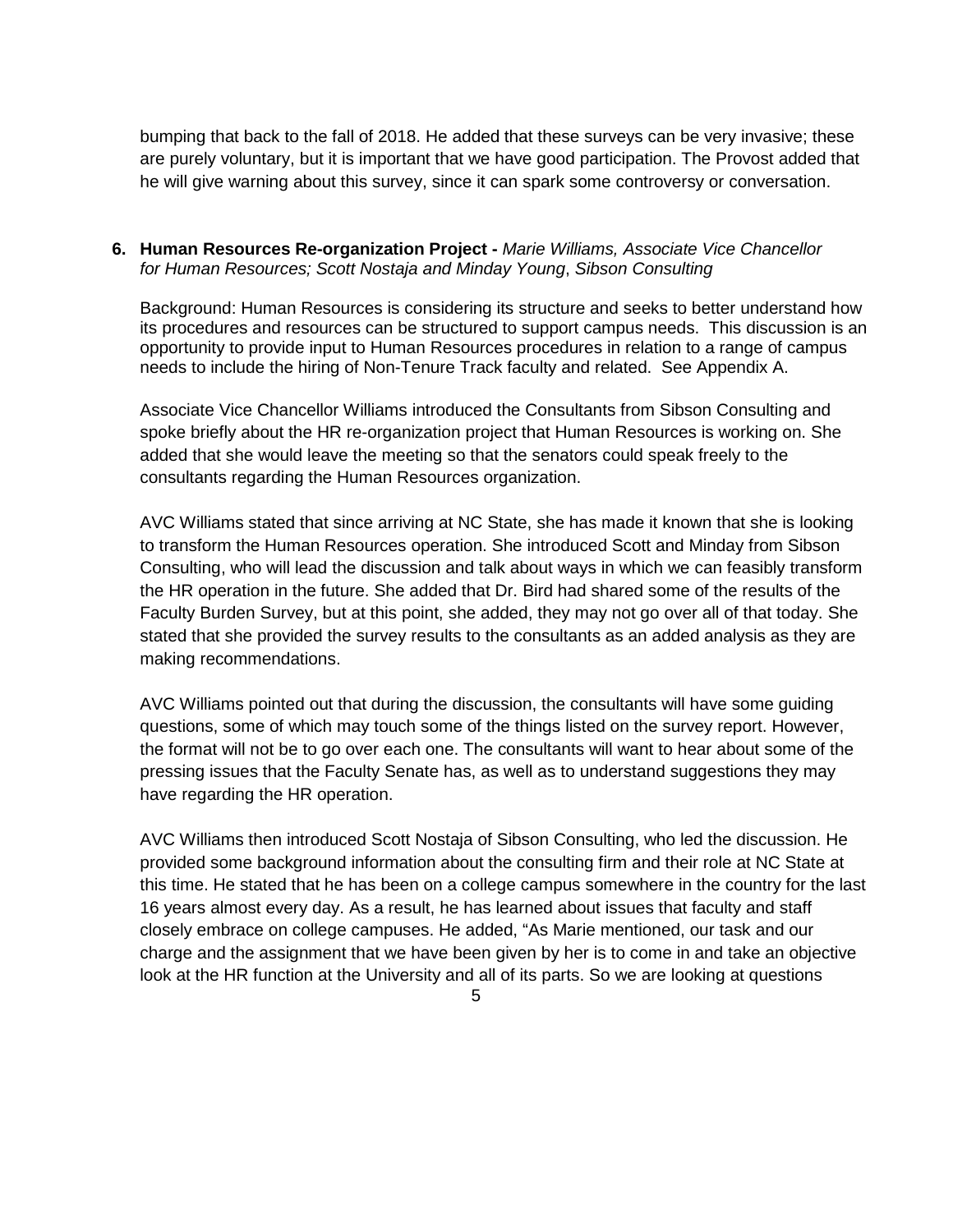bumping that back to the fall of 2018. He added that these surveys can be very invasive; these are purely voluntary, but it is important that we have good participation. The Provost added that he will give warning about this survey, since it can spark some controversy or conversation.

6. **Human Resources Re-organization Project -** *Marie Williams, Associate Vice Chancellor for Human Resources; Scott Nostaja and Minday Young*, *Sibson Consulting*

   Background: Human Resources is considering its structure and seeks to better understand how its procedures and resources can be structured to support campus needs. This discussion is an opportunity to provide input to Human Resources procedures in relation to a range of campus needs to include the hiring of Non-Tenure Track faculty and related. See Appendix A.

   Associate Vice Chancellor Williams introduced the Consultants from Sibson Consulting and spoke briefly about the HR re-organization project that Human Resources is working on. She added that she would leave the meeting so that the senators could speak freely to the consultants regarding the Human Resources organization.

   AVC Williams stated that since arriving at NC State, she has made it known that she is looking to transform the Human Resources operation. She introduced Scott and Minday from Sibson Consulting, who will lead the discussion and talk about ways in which we can feasibly transform the HR operation in the future. She added that Dr. Bird had shared some of the results of the Faculty Burden Survey, but at this point, she added, they may not go over all of that today. She stated that she provided the survey results to the consultants as an added analysis as they are making recommendations.

   AVC Williams pointed out that during the discussion, the consultants will have some guiding questions, some of which may touch some of the things listed on the survey report. However, the format will not be to go over each one. The consultants will want to hear about some of the pressing issues that the Faculty Senate has, as well as to understand suggestions they may have regarding the HR operation.

   AVC Williams then introduced Scott Nostaja of Sibson Consulting, who led the discussion. He provided some background information about the consulting firm and their role at NC State at this time. He stated that he has been on a college campus somewhere in the country for the last 16 years almost every day. As a result, he has learned about issues that faculty and staff closely embrace on college campuses. He added, "As Marie mentioned, our task and our charge and the assignment that we have been given by her is to come in and take an objective look at the HR function at the University and all of its parts. So we are looking at questions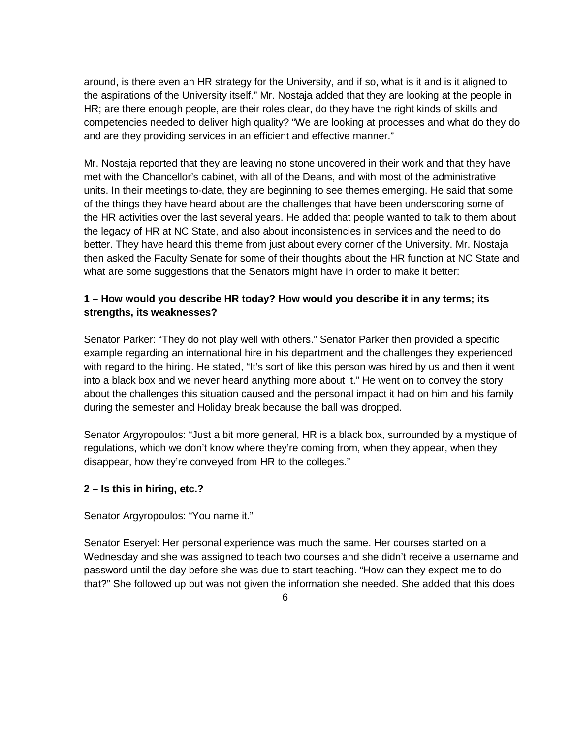around, is there even an HR strategy for the University, and if so, what is it and is it aligned to the aspirations of the University itself." Mr. Nostaja added that they are looking at the people in HR; are there enough people, are their roles clear, do they have the right kinds of skills and competencies needed to deliver high quality? "We are looking at processes and what do they do and are they providing services in an efficient and effective manner."

Mr. Nostaja reported that they are leaving no stone uncovered in their work and that they have met with the Chancellor's cabinet, with all of the Deans, and with most of the administrative units. In their meetings to-date, they are beginning to see themes emerging. He said that some of the things they have heard about are the challenges that have been underscoring some of the HR activities over the last several years. He added that people wanted to talk to them about the legacy of HR at NC State, and also about inconsistencies in services and the need to do better. They have heard this theme from just about every corner of the University. Mr. Nostaja then asked the Faculty Senate for some of their thoughts about the HR function at NC State and what are some suggestions that the Senators might have in order to make it better:

**1 – How would you describe HR today? How would you describe it in any terms; its strengths, its weaknesses?**

Senator Parker: "They do not play well with others." Senator Parker then provided a specific example regarding an international hire in his department and the challenges they experienced with regard to the hiring. He stated, "It's sort of like this person was hired by us and then it went into a black box and we never heard anything more about it." He went on to convey the story about the challenges this situation caused and the personal impact it had on him and his family during the semester and Holiday break because the ball was dropped.

Senator Argyropoulos: "Just a bit more general, HR is a black box, surrounded by a mystique of regulations, which we don't know where they're coming from, when they appear, when they disappear, how they're conveyed from HR to the colleges."

**2 – Is this in hiring, etc.?**

Senator Argyropoulos: "You name it."

Senator Eseryel: Her personal experience was much the same. Her courses started on a Wednesday and she was assigned to teach two courses and she didn't receive a username and password until the day before she was due to start teaching. "How can they expect me to do that?" She followed up but was not given the information she needed. She added that this does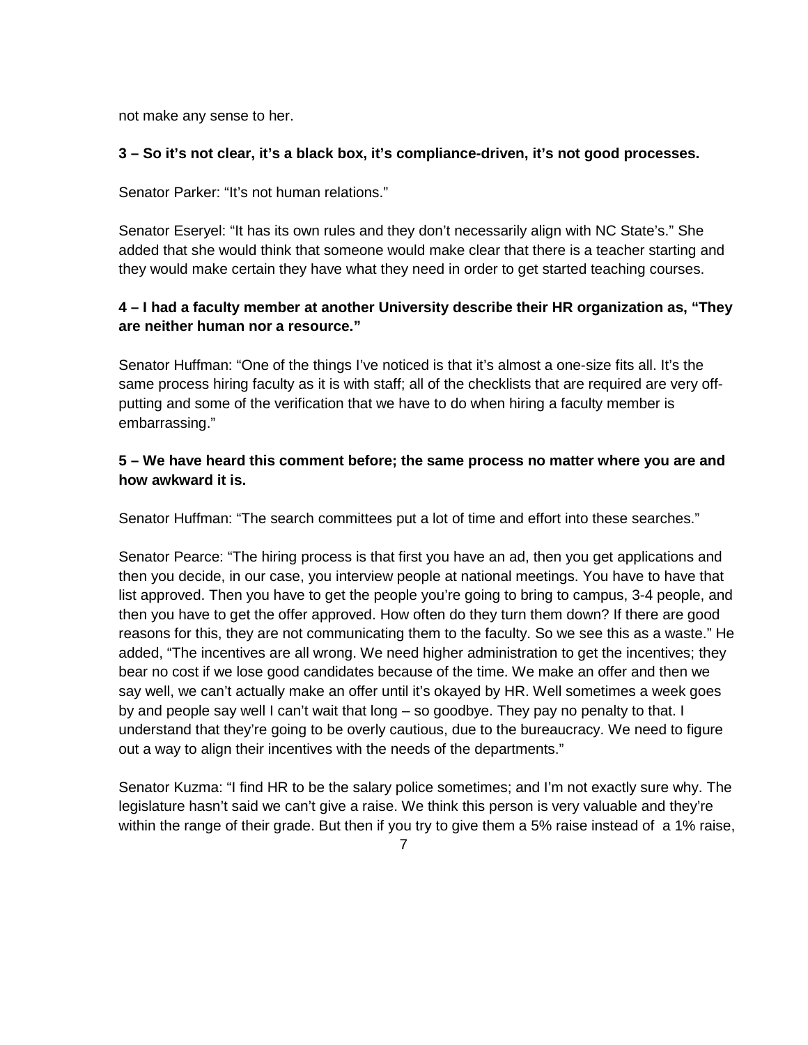not make any sense to her.

**3 – So it's not clear, it's a black box, it's compliance-driven, it's not good processes.**

Senator Parker: "It's not human relations."

Senator Eseryel: "It has its own rules and they don't necessarily align with NC State's." She added that she would think that someone would make clear that there is a teacher starting and they would make certain they have what they need in order to get started teaching courses.

**4 – I had a faculty member at another University describe their HR organization as, "They are neither human nor a resource."**

Senator Huffman: "One of the things I've noticed is that it's almost a one-size fits all. It's the same process hiring faculty as it is with staff; all of the checklists that are required are very off-putting and some of the verification that we have to do when hiring a faculty member is embarrassing."

**5 – We have heard this comment before; the same process no matter where you are and how awkward it is.**

Senator Huffman: "The search committees put a lot of time and effort into these searches."

Senator Pearce: "The hiring process is that first you have an ad, then you get applications and then you decide, in our case, you interview people at national meetings. You have to have that list approved. Then you have to get the people you're going to bring to campus, 3-4 people, and then you have to get the offer approved. How often do they turn them down? If there are good reasons for this, they are not communicating them to the faculty. So we see this as a waste." He added, "The incentives are all wrong. We need higher administration to get the incentives; they bear no cost if we lose good candidates because of the time. We make an offer and then we say well, we can't actually make an offer until it's okayed by HR. Well sometimes a week goes by and people say well I can't wait that long – so goodbye. They pay no penalty to that. I understand that they're going to be overly cautious, due to the bureaucracy. We need to figure out a way to align their incentives with the needs of the departments."

Senator Kuzma: "I find HR to be the salary police sometimes; and I'm not exactly sure why. The legislature hasn't said we can't give a raise. We think this person is very valuable and they're within the range of their grade. But then if you try to give them a 5% raise instead of a 1% raise,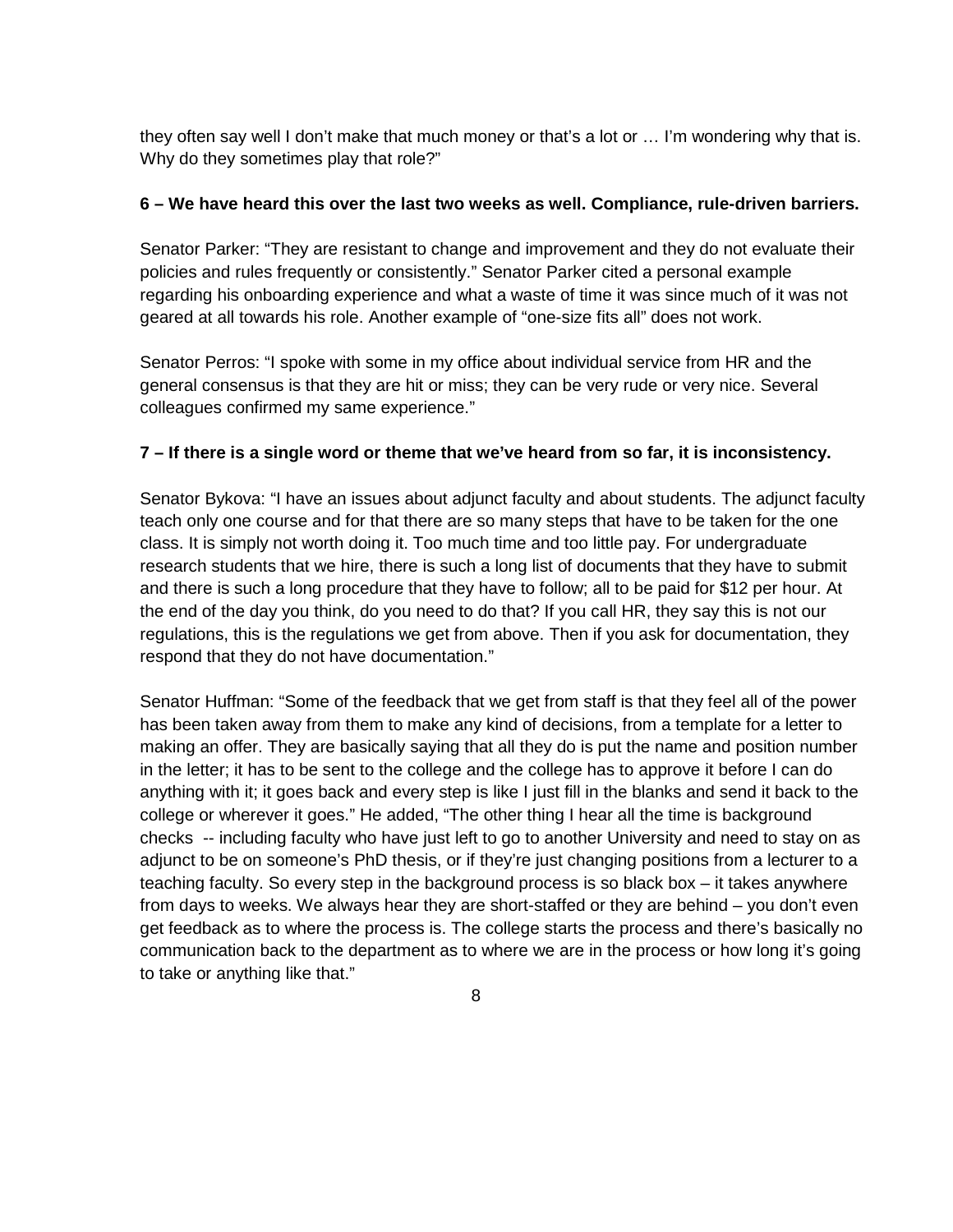they often say well I don't make that much money or that's a lot or … I'm wondering why that is. Why do they sometimes play that role?"

**6 – We have heard this over the last two weeks as well. Compliance, rule-driven barriers.**

Senator Parker: "They are resistant to change and improvement and they do not evaluate their policies and rules frequently or consistently." Senator Parker cited a personal example regarding his onboarding experience and what a waste of time it was since much of it was not geared at all towards his role. Another example of "one-size fits all" does not work.

Senator Perros: "I spoke with some in my office about individual service from HR and the general consensus is that they are hit or miss; they can be very rude or very nice. Several colleagues confirmed my same experience."

**7 – If there is a single word or theme that we've heard from so far, it is inconsistency.**

Senator Bykova: "I have an issues about adjunct faculty and about students. The adjunct faculty teach only one course and for that there are so many steps that have to be taken for the one class. It is simply not worth doing it. Too much time and too little pay. For undergraduate research students that we hire, there is such a long list of documents that they have to submit and there is such a long procedure that they have to follow; all to be paid for $12 per hour. At the end of the day you think, do you need to do that? If you call HR, they say this is not our regulations, this is the regulations we get from above. Then if you ask for documentation, they respond that they do not have documentation."

Senator Huffman: "Some of the feedback that we get from staff is that they feel all of the power has been taken away from them to make any kind of decisions, from a template for a letter to making an offer. They are basically saying that all they do is put the name and position number in the letter; it has to be sent to the college and the college has to approve it before I can do anything with it; it goes back and every step is like I just fill in the blanks and send it back to the college or wherever it goes." He added, "The other thing I hear all the time is background checks -- including faculty who have just left to go to another University and need to stay on as adjunct to be on someone's PhD thesis, or if they're just changing positions from a lecturer to a teaching faculty. So every step in the background process is so black box – it takes anywhere from days to weeks. We always hear they are short-staffed or they are behind – you don't even get feedback as to where the process is. The college starts the process and there's basically no communication back to the department as to where we are in the process or how long it's going to take or anything like that."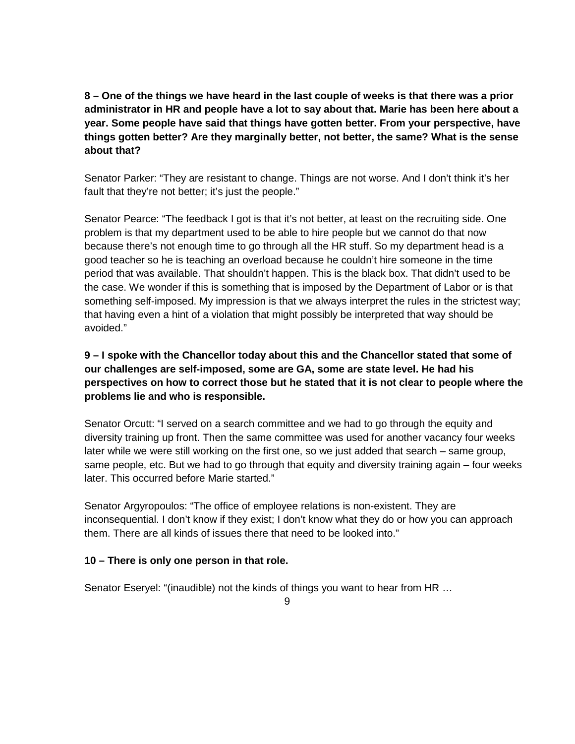**8 – One of the things we have heard in the last couple of weeks is that there was a prior administrator in HR and people have a lot to say about that. Marie has been here about a year. Some people have said that things have gotten better. From your perspective, have things gotten better? Are they marginally better, not better, the same? What is the sense about that?**

Senator Parker: "They are resistant to change. Things are not worse. And I don't think it's her fault that they're not better; it's just the people."

Senator Pearce: "The feedback I got is that it's not better, at least on the recruiting side. One problem is that my department used to be able to hire people but we cannot do that now because there's not enough time to go through all the HR stuff. So my department head is a good teacher so he is teaching an overload because he couldn't hire someone in the time period that was available. That shouldn't happen. This is the black box. That didn't used to be the case. We wonder if this is something that is imposed by the Department of Labor or is that something self-imposed. My impression is that we always interpret the rules in the strictest way; that having even a hint of a violation that might possibly be interpreted that way should be avoided."

**9 – I spoke with the Chancellor today about this and the Chancellor stated that some of our challenges are self-imposed, some are GA, some are state level. He had his perspectives on how to correct those but he stated that it is not clear to people where the problems lie and who is responsible.**

Senator Orcutt: "I served on a search committee and we had to go through the equity and diversity training up front. Then the same committee was used for another vacancy four weeks later while we were still working on the first one, so we just added that search – same group, same people, etc. But we had to go through that equity and diversity training again – four weeks later. This occurred before Marie started."

Senator Argyropoulos: "The office of employee relations is non-existent. They are inconsequential. I don't know if they exist; I don't know what they do or how you can approach them. There are all kinds of issues there that need to be looked into."

**10 – There is only one person in that role.**

Senator Eseryel: "(inaudible) not the kinds of things you want to hear from HR …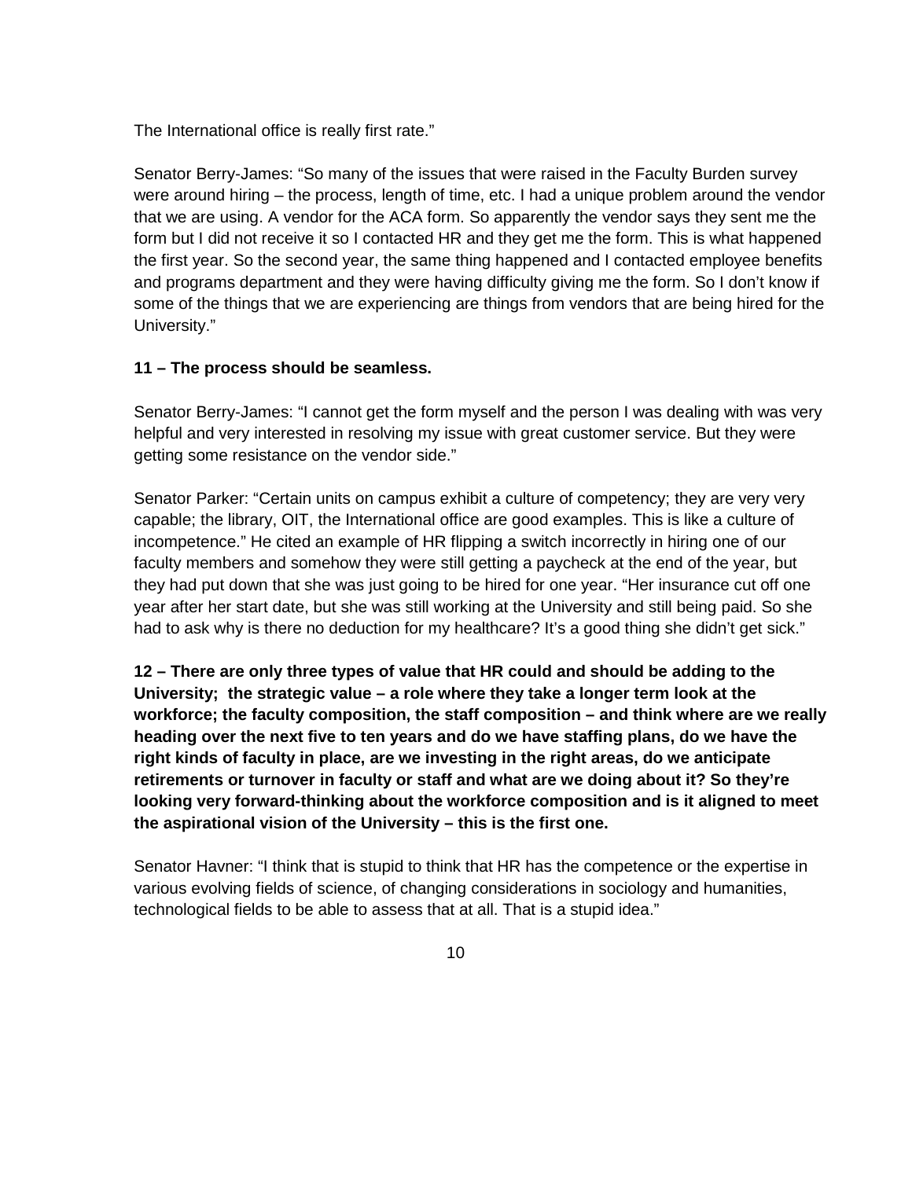The International office is really first rate."

Senator Berry-James: "So many of the issues that were raised in the Faculty Burden survey were around hiring – the process, length of time, etc. I had a unique problem around the vendor that we are using. A vendor for the ACA form. So apparently the vendor says they sent me the form but I did not receive it so I contacted HR and they get me the form. This is what happened the first year. So the second year, the same thing happened and I contacted employee benefits and programs department and they were having difficulty giving me the form. So I don't know if some of the things that we are experiencing are things from vendors that are being hired for the University."

**11 – The process should be seamless.**

Senator Berry-James: "I cannot get the form myself and the person I was dealing with was very helpful and very interested in resolving my issue with great customer service. But they were getting some resistance on the vendor side."

Senator Parker: "Certain units on campus exhibit a culture of competency; they are very very capable; the library, OIT, the International office are good examples. This is like a culture of incompetence." He cited an example of HR flipping a switch incorrectly in hiring one of our faculty members and somehow they were still getting a paycheck at the end of the year, but they had put down that she was just going to be hired for one year. "Her insurance cut off one year after her start date, but she was still working at the University and still being paid. So she had to ask why is there no deduction for my healthcare? It's a good thing she didn't get sick."

**12 – There are only three types of value that HR could and should be adding to the University; the strategic value – a role where they take a longer term look at the workforce; the faculty composition, the staff composition – and think where are we really heading over the next five to ten years and do we have staffing plans, do we have the right kinds of faculty in place, are we investing in the right areas, do we anticipate retirements or turnover in faculty or staff and what are we doing about it? So they're looking very forward-thinking about the workforce composition and is it aligned to meet the aspirational vision of the University – this is the first one.**

Senator Havner: "I think that is stupid to think that HR has the competence or the expertise in various evolving fields of science, of changing considerations in sociology and humanities, technological fields to be able to assess that at all. That is a stupid idea."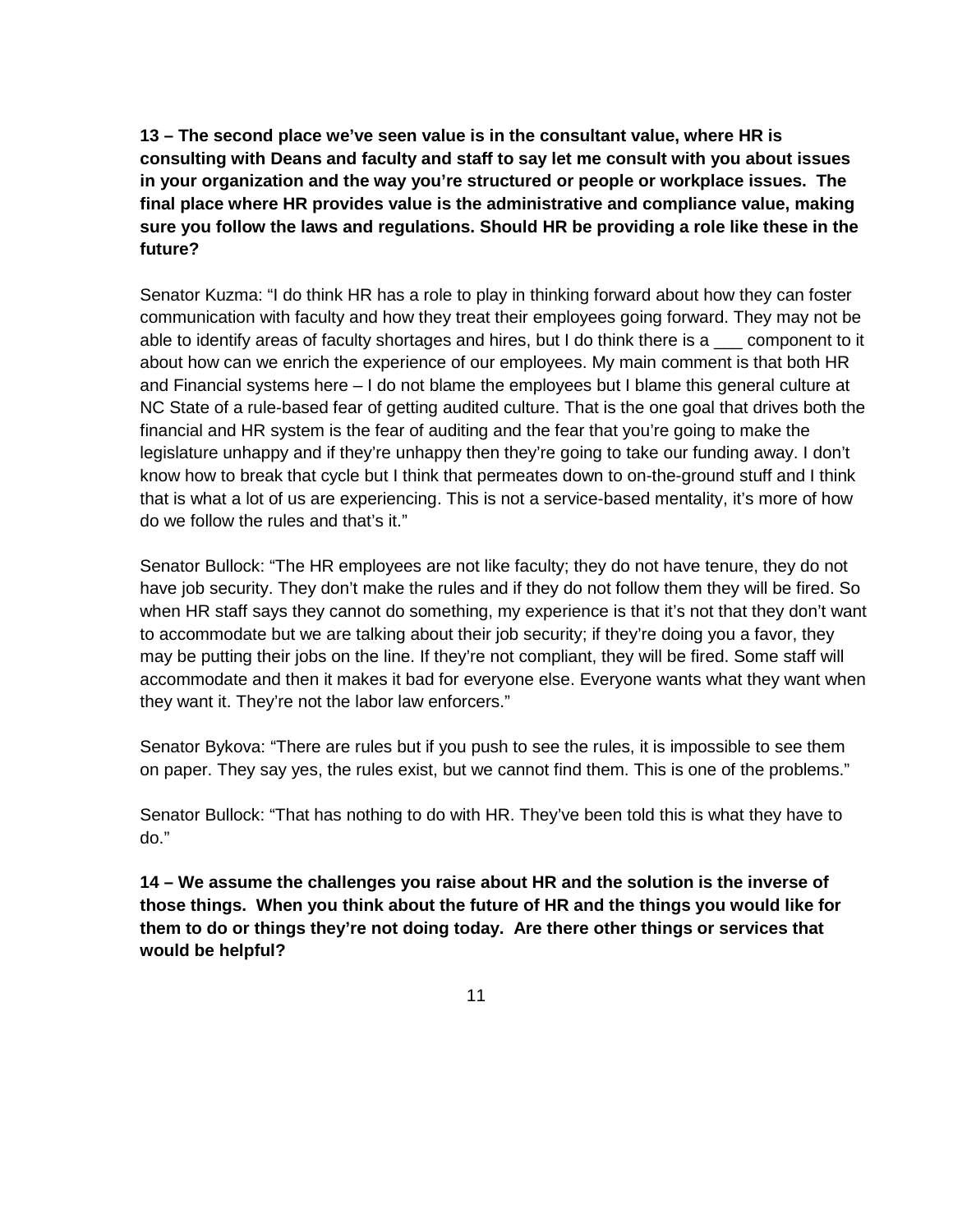**13 – The second place we've seen value is in the consultant value, where HR is consulting with Deans and faculty and staff to say let me consult with you about issues in your organization and the way you're structured or people or workplace issues. The final place where HR provides value is the administrative and compliance value, making sure you follow the laws and regulations. Should HR be providing a role like these in the future?**

Senator Kuzma: "I do think HR has a role to play in thinking forward about how they can foster communication with faculty and how they treat their employees going forward. They may not be able to identify areas of faculty shortages and hires, but I do think there is a ___ component to it about how can we enrich the experience of our employees. My main comment is that both HR and Financial systems here – I do not blame the employees but I blame this general culture at NC State of a rule-based fear of getting audited culture. That is the one goal that drives both the financial and HR system is the fear of auditing and the fear that you're going to make the legislature unhappy and if they're unhappy then they're going to take our funding away. I don't know how to break that cycle but I think that permeates down to on-the-ground stuff and I think that is what a lot of us are experiencing. This is not a service-based mentality, it's more of how do we follow the rules and that's it."

Senator Bullock: "The HR employees are not like faculty; they do not have tenure, they do not have job security. They don't make the rules and if they do not follow them they will be fired. So when HR staff says they cannot do something, my experience is that it's not that they don't want to accommodate but we are talking about their job security; if they're doing you a favor, they may be putting their jobs on the line. If they're not compliant, they will be fired. Some staff will accommodate and then it makes it bad for everyone else. Everyone wants what they want when they want it. They're not the labor law enforcers."

Senator Bykova: "There are rules but if you push to see the rules, it is impossible to see them on paper. They say yes, the rules exist, but we cannot find them. This is one of the problems."

Senator Bullock: "That has nothing to do with HR. They've been told this is what they have to do."

**14 – We assume the challenges you raise about HR and the solution is the inverse of those things. When you think about the future of HR and the things you would like for them to do or things they're not doing today. Are there other things or services that would be helpful?**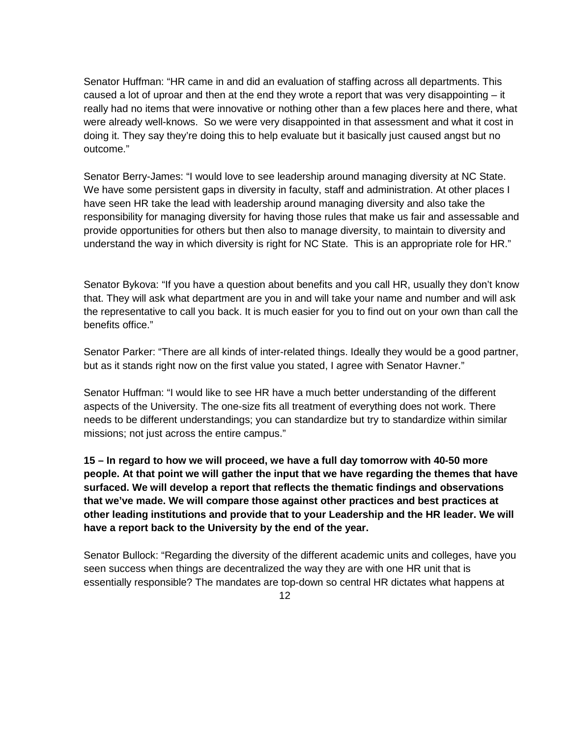Senator Huffman: “HR came in and did an evaluation of staffing across all departments. This caused a lot of uproar and then at the end they wrote a report that was very disappointing – it really had no items that were innovative or nothing other than a few places here and there, what were already well-knows. So we were very disappointed in that assessment and what it cost in doing it. They say they’re doing this to help evaluate but it basically just caused angst but no outcome.”

Senator Berry-James: “I would love to see leadership around managing diversity at NC State. We have some persistent gaps in diversity in faculty, staff and administration. At other places I have seen HR take the lead with leadership around managing diversity and also take the responsibility for managing diversity for having those rules that make us fair and assessable and provide opportunities for others but then also to manage diversity, to maintain to diversity and understand the way in which diversity is right for NC State. This is an appropriate role for HR.”

Senator Bykova: “If you have a question about benefits and you call HR, usually they don’t know that. They will ask what department are you in and will take your name and number and will ask the representative to call you back. It is much easier for you to find out on your own than call the benefits office.”

Senator Parker: “There are all kinds of inter-related things. Ideally they would be a good partner, but as it stands right now on the first value you stated, I agree with Senator Havner.”

Senator Huffman: “I would like to see HR have a much better understanding of the different aspects of the University. The one-size fits all treatment of everything does not work. There needs to be different understandings; you can standardize but try to standardize within similar missions; not just across the entire campus.”

**15 – In regard to how we will proceed, we have a full day tomorrow with 40-50 more people. At that point we will gather the input that we have regarding the themes that have surfaced. We will develop a report that reflects the thematic findings and observations that we’ve made. We will compare those against other practices and best practices at other leading institutions and provide that to your Leadership and the HR leader. We will have a report back to the University by the end of the year.**

Senator Bullock: “Regarding the diversity of the different academic units and colleges, have you seen success when things are decentralized the way they are with one HR unit that is essentially responsible? The mandates are top-down so central HR dictates what happens at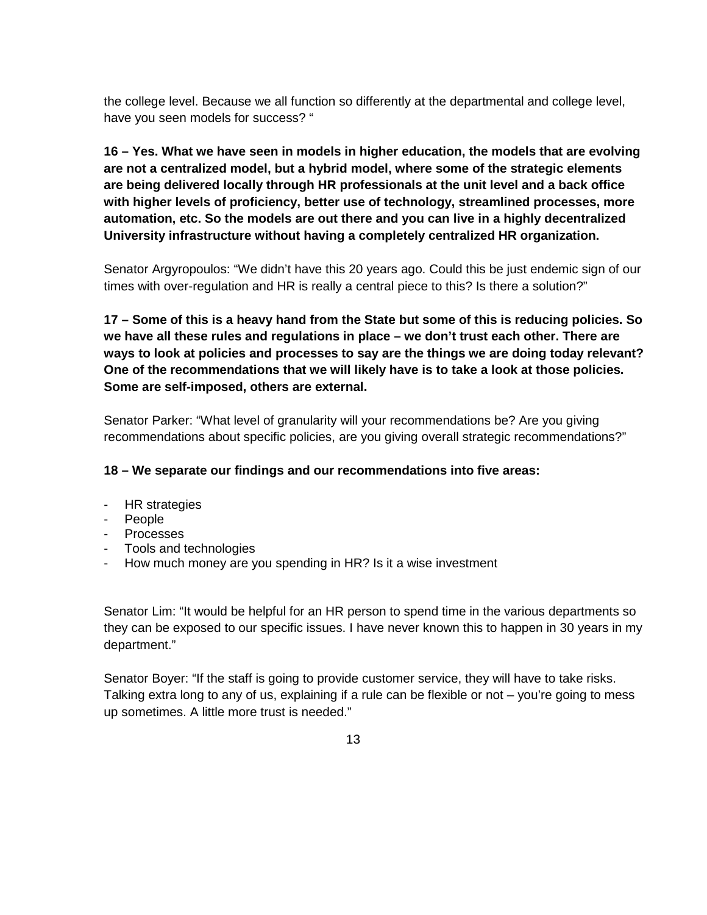the college level. Because we all function so differently at the departmental and college level, have you seen models for success? "

**16 – Yes. What we have seen in models in higher education, the models that are evolving are not a centralized model, but a hybrid model, where some of the strategic elements are being delivered locally through HR professionals at the unit level and a back office with higher levels of proficiency, better use of technology, streamlined processes, more automation, etc. So the models are out there and you can live in a highly decentralized University infrastructure without having a completely centralized HR organization.**

Senator Argyropoulos: "We didn't have this 20 years ago. Could this be just endemic sign of our times with over-regulation and HR is really a central piece to this? Is there a solution?"

**17 – Some of this is a heavy hand from the State but some of this is reducing policies. So we have all these rules and regulations in place – we don't trust each other. There are ways to look at policies and processes to say are the things we are doing today relevant? One of the recommendations that we will likely have is to take a look at those policies. Some are self-imposed, others are external.**

Senator Parker: "What level of granularity will your recommendations be? Are you giving recommendations about specific policies, are you giving overall strategic recommendations?"

**18 – We separate our findings and our recommendations into five areas:**

- HR strategies
- People
- Processes
- Tools and technologies
- How much money are you spending in HR? Is it a wise investment

Senator Lim: "It would be helpful for an HR person to spend time in the various departments so they can be exposed to our specific issues. I have never known this to happen in 30 years in my department."

Senator Boyer: "If the staff is going to provide customer service, they will have to take risks. Talking extra long to any of us, explaining if a rule can be flexible or not – you're going to mess up sometimes. A little more trust is needed."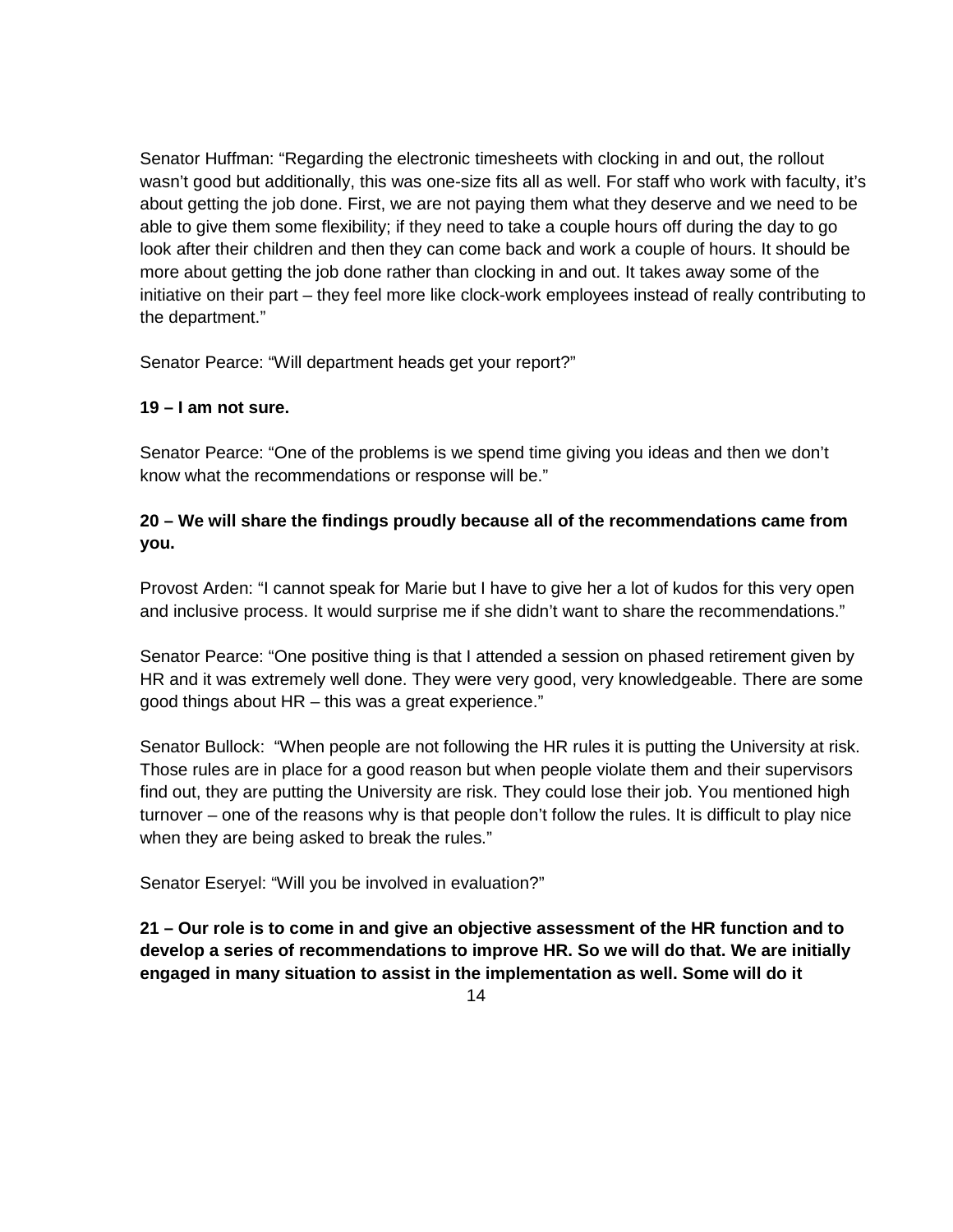Senator Huffman: “Regarding the electronic timesheets with clocking in and out, the rollout wasn’t good but additionally, this was one-size fits all as well. For staff who work with faculty, it’s about getting the job done. First, we are not paying them what they deserve and we need to be able to give them some flexibility; if they need to take a couple hours off during the day to go look after their children and then they can come back and work a couple of hours. It should be more about getting the job done rather than clocking in and out. It takes away some of the initiative on their part – they feel more like clock-work employees instead of really contributing to the department.”

Senator Pearce: “Will department heads get your report?”

**19 – I am not sure.**

Senator Pearce: “One of the problems is we spend time giving you ideas and then we don’t know what the recommendations or response will be.”

**20 – We will share the findings proudly because all of the recommendations came from you.**

Provost Arden: “I cannot speak for Marie but I have to give her a lot of kudos for this very open and inclusive process. It would surprise me if she didn’t want to share the recommendations.”

Senator Pearce: “One positive thing is that I attended a session on phased retirement given by HR and it was extremely well done. They were very good, very knowledgeable. There are some good things about HR – this was a great experience.”

Senator Bullock: “When people are not following the HR rules it is putting the University at risk. Those rules are in place for a good reason but when people violate them and their supervisors find out, they are putting the University are risk. They could lose their job. You mentioned high turnover – one of the reasons why is that people don’t follow the rules. It is difficult to play nice when they are being asked to break the rules.”

Senator Eseryel: “Will you be involved in evaluation?”

**21 – Our role is to come in and give an objective assessment of the HR function and to develop a series of recommendations to improve HR. So we will do that. We are initially engaged in many situation to assist in the implementation as well. Some will do it**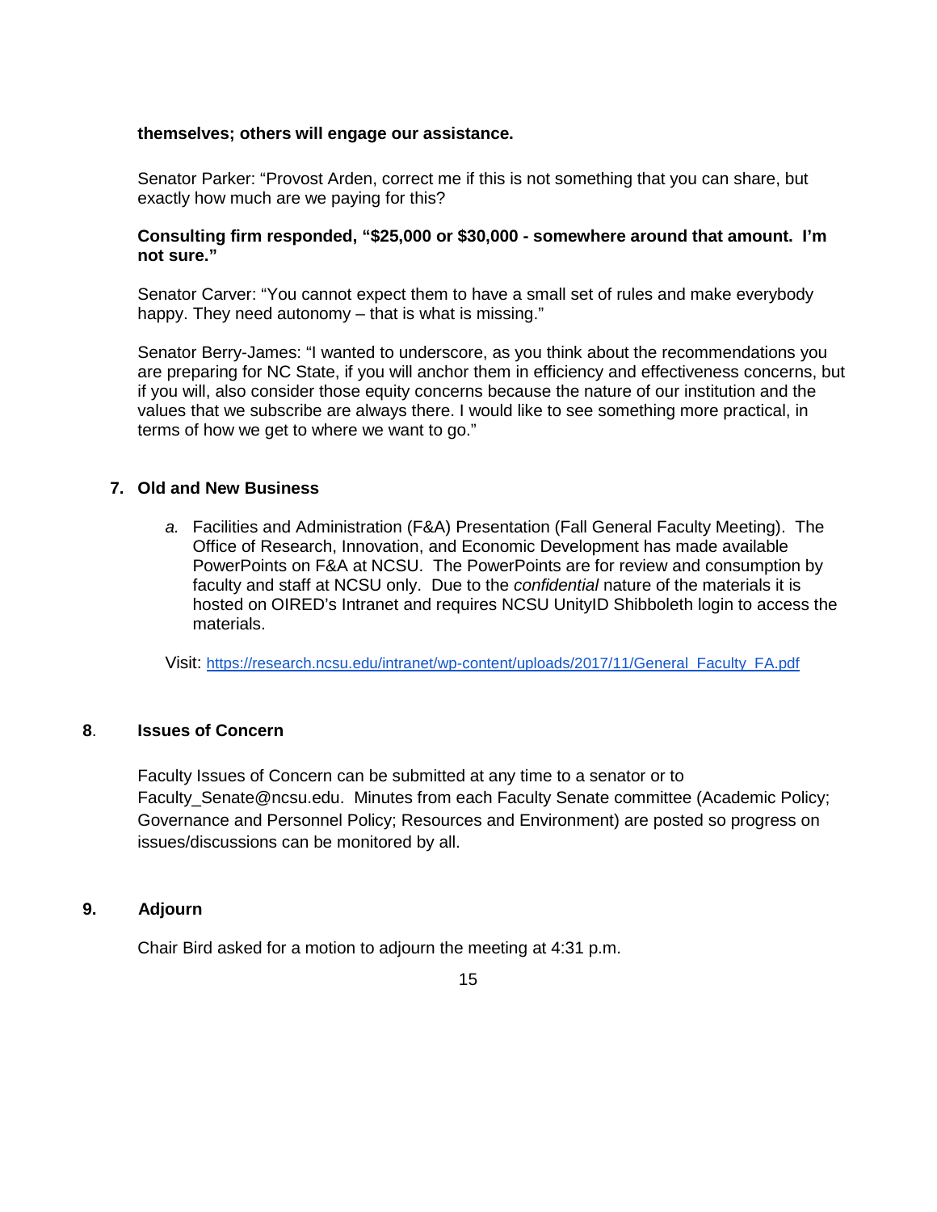**themselves; others will engage our assistance.**

Senator Parker: "Provost Arden, correct me if this is not something that you can share, but exactly how much are we paying for this?

**Consulting firm responded, "$25,000 or $30,000 - somewhere around that amount. I'm not sure."**

Senator Carver: "You cannot expect them to have a small set of rules and make everybody happy. They need autonomy – that is what is missing."

Senator Berry-James: "I wanted to underscore, as you think about the recommendations you are preparing for NC State, if you will anchor them in efficiency and effectiveness concerns, but if you will, also consider those equity concerns because the nature of our institution and the values that we subscribe are always there. I would like to see something more practical, in terms of how we get to where we want to go."

## 7. Old and New Business

*a.* Facilities and Administration (F&A) Presentation (Fall General Faculty Meeting). The Office of Research, Innovation, and Economic Development has made available PowerPoints on F&A at NCSU. The PowerPoints are for review and consumption by faculty and staff at NCSU only. Due to the *confidential* nature of the materials it is hosted on OIRED's Intranet and requires NCSU UnityID Shibboleth login to access the materials.

Visit: [https://research.ncsu.edu/intranet/wp-content/uploads/2017/11/General_Faculty_FA.pdf](https://research.ncsu.edu/intranet/wp-content/uploads/2017/11/General_Faculty_FA.pdf)

## 8. Issues of Concern

Faculty Issues of Concern can be submitted at any time to a senator or to Faculty_Senate@ncsu.edu. Minutes from each Faculty Senate committee (Academic Policy; Governance and Personnel Policy; Resources and Environment) are posted so progress on issues/discussions can be monitored by all.

## 9. Adjourn

Chair Bird asked for a motion to adjourn the meeting at 4:31 p.m.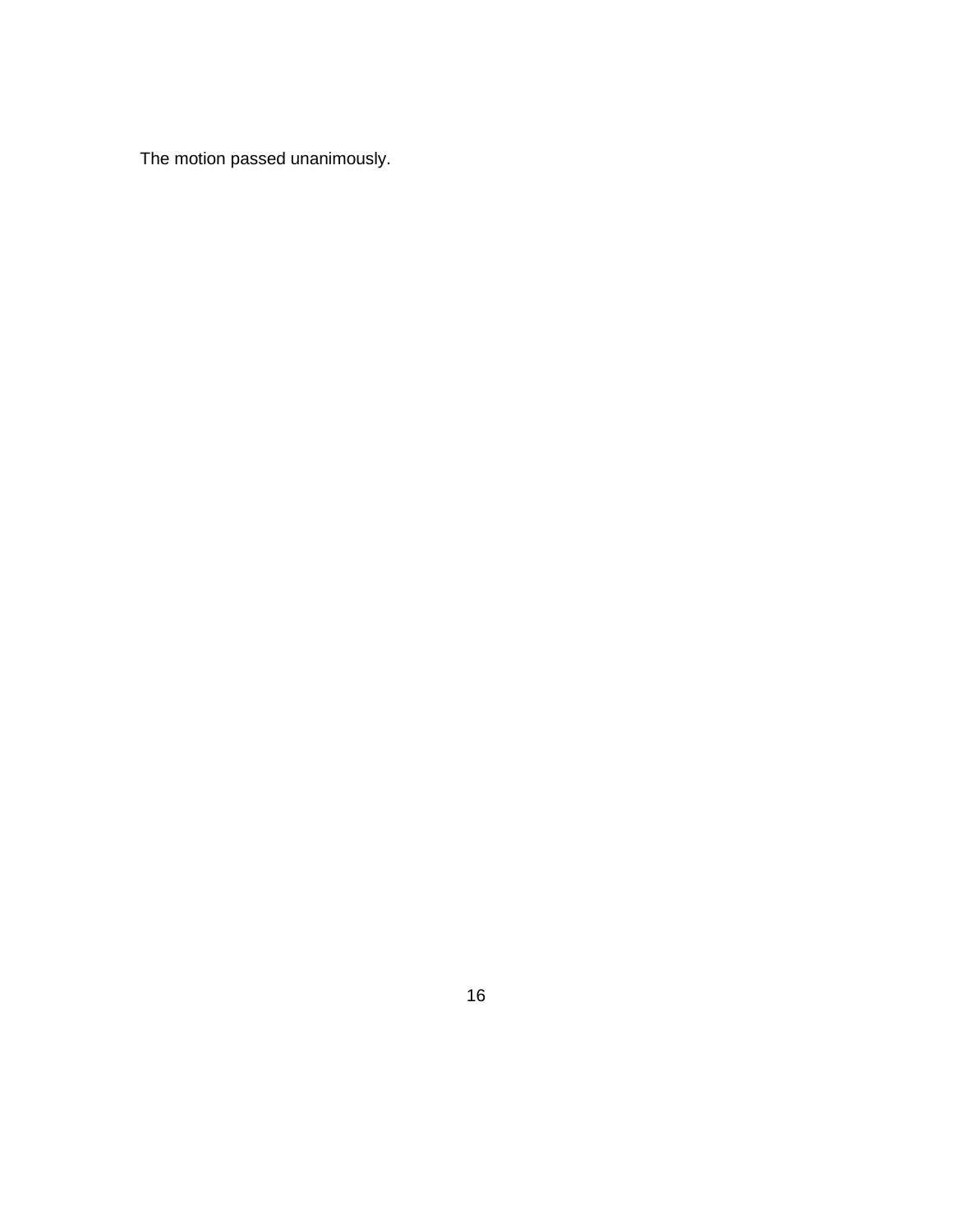The motion passed unanimously.